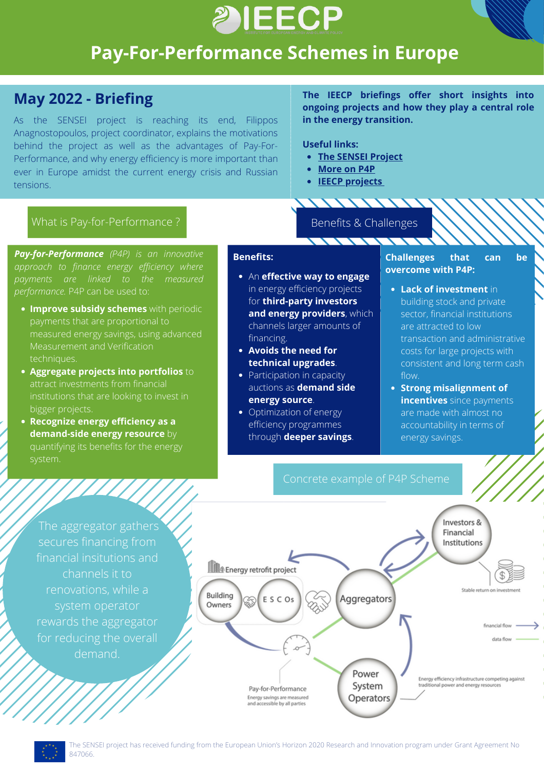# IEECP

# Pay-For-Performance Schemes in Europe

## May 2022 - Briefing

As the SENSEI project is reaching its end, Filippos Anagnostopoulos, project coordinator, explains the motivations behind the project as well as the advantages of Pay-For-Performance, and why energy efficiency is more important than ever in Europe amidst the current energy crisis and Russian tensions.

**The IEECP briefings offer short insights into ongoing projects and how they play a central role in the energy transition.**

**Useful links:**

- [The SENSEI Project]
- [More on P4P]
- [IEECP projects]

## What is Pay-for-Performance ?

***Pay-for-Performance*** *(P4P) is an innovative approach to finance energy efficiency where payments are linked to the measured performance.* P4P can be used to:

- **Improve subsidy schemes** with periodic payments that are proportional to measured energy savings, using advanced Measurement and Verification techniques.
- **Aggregate projects into portfolios** to attract investments from financial institutions that are looking to invest in bigger projects.
- **Recognize energy efficiency as a demand-side energy resource** by quantifying its benefits for the energy system.

## Benefits & Challenges

**Benefits:**

- An **effective way to engage** in energy efficiency projects for **third-party investors and energy providers**, which channels larger amounts of financing.
- **Avoids the need for technical upgrades**.
- Participation in capacity auctions as **demand side energy source**.
- Optimization of energy efficiency programmes through **deeper savings**.

**Challenges that can be overcome with P4P:**

- **Lack of investment** in building stock and private sector, financial institutions are attracted to low transaction and administrative costs for large projects with consistent and long term cash flow.
- **Strong misalignment of incentives** since payments are made with almost no accountability in terms of energy savings.

## Concrete example of P4P Scheme

The aggregator gathers secures financing from financial insitutions and channels it to renovations, while a system operator rewards the aggregator for reducing the overall demand.

Energy retrofit project: Building Owners, E S C Os, Aggregators, Investors & Financial Institutions, Power System Operators

Stable return on investment

financial flow

data flow

Pay-for-Performance
Energy savings are measured and accessible by all parties

Energy efficiency infrastructure competing against traditional power and energy resources

The SENSEI project has received funding from the European Union's Horizon 2020 Research and Innovation program under Grant Agreement No 847066.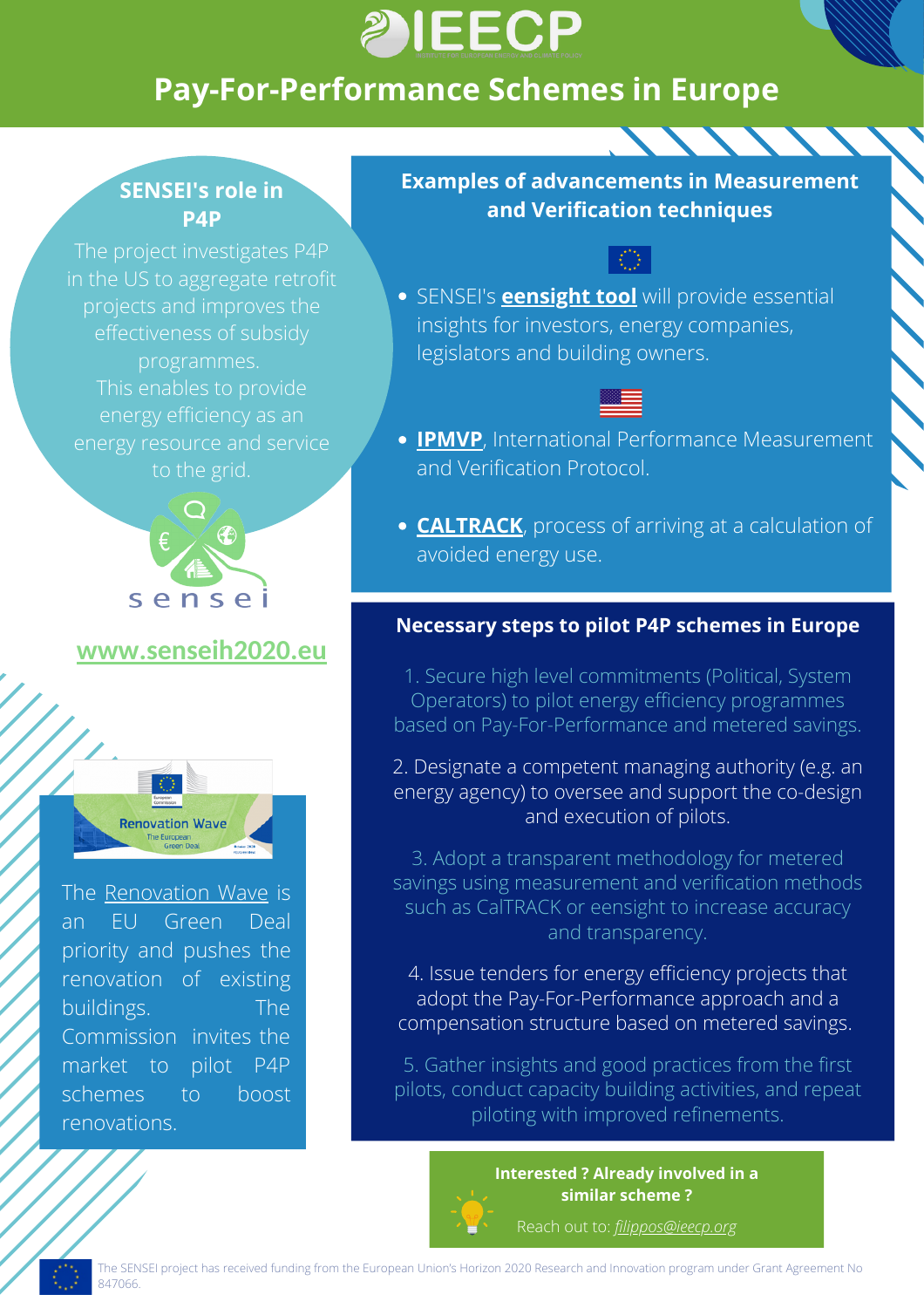# Pay-For-Performance Schemes in Europe

## SENSEI's role in P4P

The project investigates P4P in the US to aggregate retrofit projects and improves the effectiveness of subsidy programmes.
This enables to provide energy efficiency as an energy resource and service to the grid.

sensei

www.senseih2020.eu

## Examples of advancements in Measurement and Verification techniques

- SENSEI's **eensight tool** will provide essential insights for investors, energy companies, legislators and building owners.
- **IPMVP**, International Performance Measurement and Verification Protocol.
- **CALTRACK**, process of arriving at a calculation of avoided energy use.

## Necessary steps to pilot P4P schemes in Europe

1. Secure high level commitments (Political, System Operators) to pilot energy efficiency programmes based on Pay-For-Performance and metered savings.

2. Designate a competent managing authority (e.g. an energy agency) to oversee and support the co-design and execution of pilots.

3. Adopt a transparent methodology for metered savings using measurement and verification methods such as CalTRACK or eensight to increase accuracy and transparency.

4. Issue tenders for energy efficiency projects that adopt the Pay-For-Performance approach and a compensation structure based on metered savings.

5. Gather insights and good practices from the first pilots, conduct capacity building activities, and repeat piloting with improved refinements.

Renovation Wave
The European Green Deal

The Renovation Wave is an EU Green Deal priority and pushes the renovation of existing buildings. The Commission invites the market to pilot P4P schemes to boost renovations.

**Interested ? Already involved in a similar scheme ?**

Reach out to: *filippos@ieecp.org*

The SENSEI project has received funding from the European Union's Horizon 2020 Research and Innovation program under Grant Agreement No 847066.